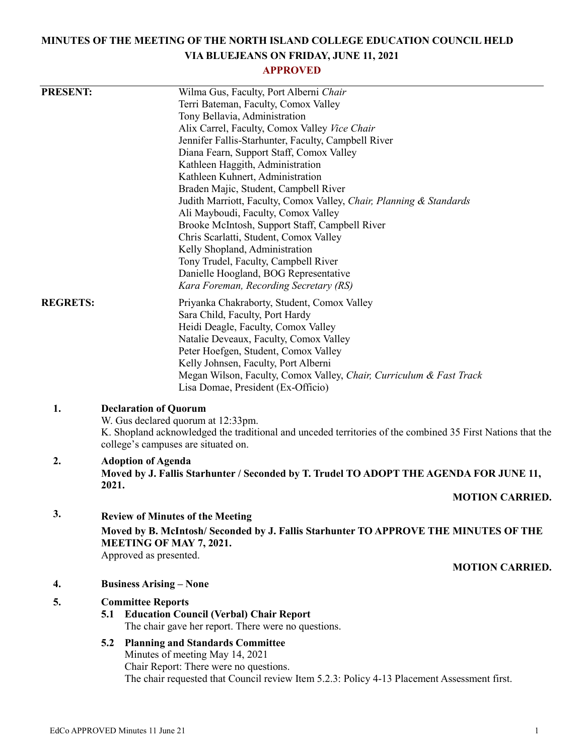# MINUTES OF THE MEETING OF THE NORTH ISLAND COLLEGE EDUCATION COUNCIL HELD VIA BLUEJEANS ON FRIDAY, JUNE 11, 2021

**APPROVED**

**PRESENT:**

Wilma Gus, Faculty, Port Alberni *Chair*
Terri Bateman, Faculty, Comox Valley
Tony Bellavia, Administration
Alix Carrel, Faculty, Comox Valley *Vice Chair*
Jennifer Fallis-Starhunter, Faculty, Campbell River
Diana Fearn, Support Staff, Comox Valley
Kathleen Haggith, Administration
Kathleen Kuhnert, Administration
Braden Majic, Student, Campbell River
Judith Marriott, Faculty, Comox Valley, *Chair, Planning & Standards*
Ali Mayboudi, Faculty, Comox Valley
Brooke McIntosh, Support Staff, Campbell River
Chris Scarlatti, Student, Comox Valley
Kelly Shopland, Administration
Tony Trudel, Faculty, Campbell River
Danielle Hoogland, BOG Representative
*Kara Foreman, Recording Secretary (RS)*

**REGRETS:**

Priyanka Chakraborty, Student, Comox Valley
Sara Child, Faculty, Port Hardy
Heidi Deagle, Faculty, Comox Valley
Natalie Deveaux, Faculty, Comox Valley
Peter Hoefgen, Student, Comox Valley
Kelly Johnsen, Faculty, Port Alberni
Megan Wilson, Faculty, Comox Valley, *Chair, Curriculum & Fast Track*
Lisa Domae, President (Ex-Officio)

**1. Declaration of Quorum**

W. Gus declared quorum at 12:33pm.
K. Shopland acknowledged the traditional and unceded territories of the combined 35 First Nations that the college's campuses are situated on.

**2. Adoption of Agenda**

**Moved by J. Fallis Starhunter / Seconded by T. Trudel TO ADOPT THE AGENDA FOR JUNE 11, 2021.**

**MOTION CARRIED.**

**3. Review of Minutes of the Meeting**

**Moved by B. McIntosh/ Seconded by J. Fallis Starhunter TO APPROVE THE MINUTES OF THE MEETING OF MAY 7, 2021.**
Approved as presented.

**MOTION CARRIED.**

**4. Business Arising – None**

**5. Committee Reports**

**5.1 Education Council (Verbal) Chair Report**
The chair gave her report. There were no questions.

**5.2 Planning and Standards Committee**
Minutes of meeting May 14, 2021
Chair Report: There were no questions.
The chair requested that Council review Item 5.2.3: Policy 4-13 Placement Assessment first.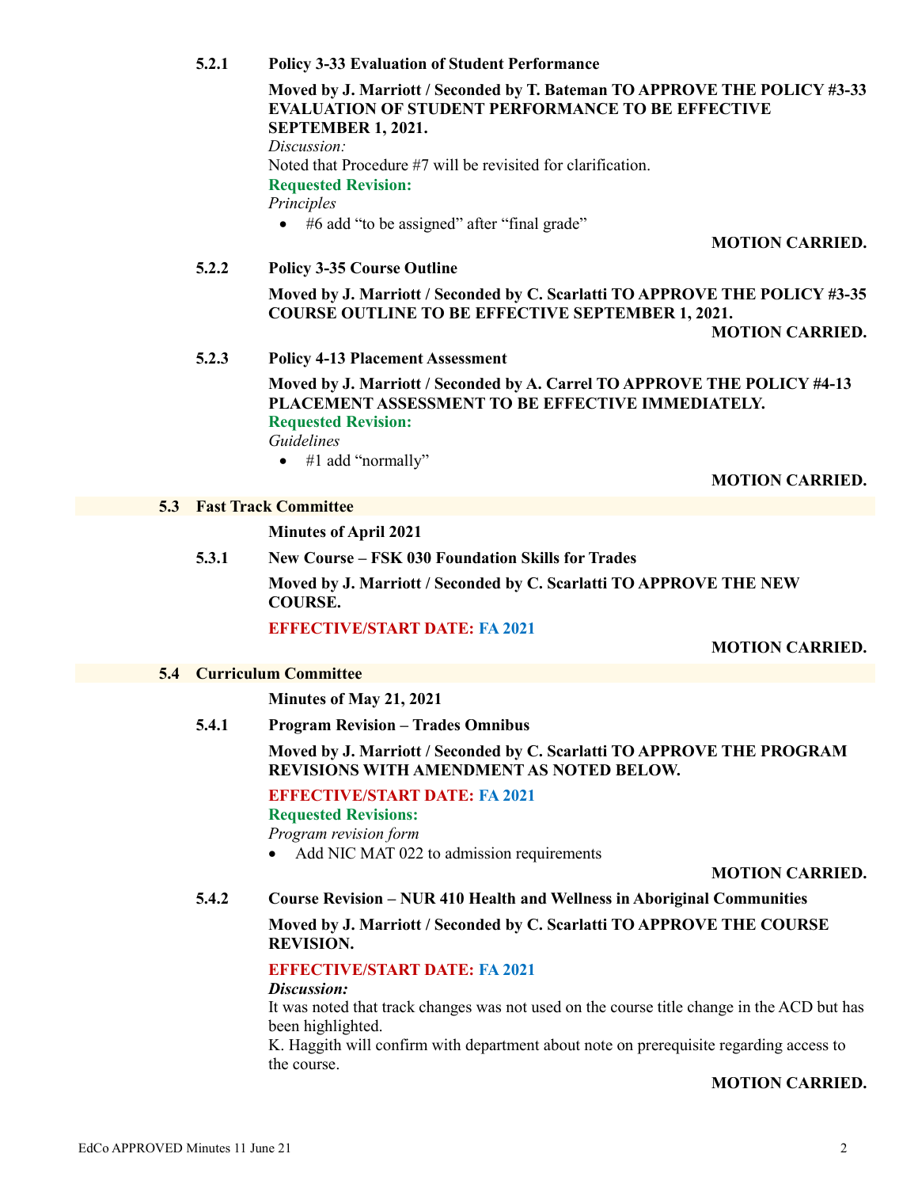#### 5.2.1 Policy 3-33 Evaluation of Student Performance

**Moved by J. Marriott / Seconded by T. Bateman TO APPROVE THE POLICY #3-33 EVALUATION OF STUDENT PERFORMANCE TO BE EFFECTIVE SEPTEMBER 1, 2021.**

*Discussion:*

Noted that Procedure #7 will be revisited for clarification.

**Requested Revision:**

*Principles*

- #6 add "to be assigned" after "final grade"

**MOTION CARRIED.**

#### 5.2.2 Policy 3-35 Course Outline

**Moved by J. Marriott / Seconded by C. Scarlatti TO APPROVE THE POLICY #3-35 COURSE OUTLINE TO BE EFFECTIVE SEPTEMBER 1, 2021.**

**MOTION CARRIED.**

#### 5.2.3 Policy 4-13 Placement Assessment

**Moved by J. Marriott / Seconded by A. Carrel TO APPROVE THE POLICY #4-13 PLACEMENT ASSESSMENT TO BE EFFECTIVE IMMEDIATELY.**

**Requested Revision:**

*Guidelines*

- #1 add "normally"

**MOTION CARRIED.**

### 5.3 Fast Track Committee

**Minutes of April 2021**

#### 5.3.1 New Course – FSK 030 Foundation Skills for Trades

**Moved by J. Marriott / Seconded by C. Scarlatti TO APPROVE THE NEW COURSE.**

**EFFECTIVE/START DATE: FA 2021**

**MOTION CARRIED.**

### 5.4 Curriculum Committee

**Minutes of May 21, 2021**

#### 5.4.1 Program Revision – Trades Omnibus

**Moved by J. Marriott / Seconded by C. Scarlatti TO APPROVE THE PROGRAM REVISIONS WITH AMENDMENT AS NOTED BELOW.**

**EFFECTIVE/START DATE: FA 2021**

**Requested Revisions:**

*Program revision form*

- Add NIC MAT 022 to admission requirements

**MOTION CARRIED.**

#### 5.4.2 Course Revision – NUR 410 Health and Wellness in Aboriginal Communities

**Moved by J. Marriott / Seconded by C. Scarlatti TO APPROVE THE COURSE REVISION.**

**EFFECTIVE/START DATE: FA 2021**

***Discussion:***

It was noted that track changes was not used on the course title change in the ACD but has been highlighted.

K. Haggith will confirm with department about note on prerequisite regarding access to the course.

**MOTION CARRIED.**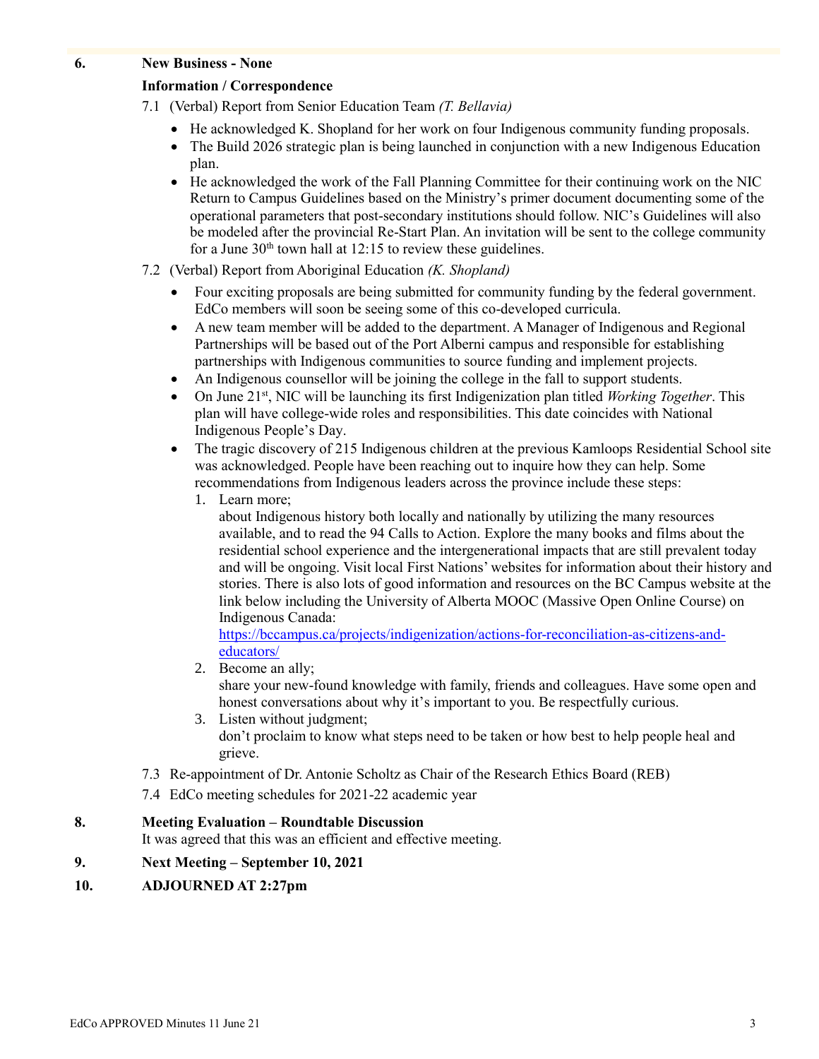**6. New Business - None**

**Information / Correspondence**

7.1 (Verbal) Report from Senior Education Team *(T. Bellavia)*

- He acknowledged K. Shopland for her work on four Indigenous community funding proposals.
- The Build 2026 strategic plan is being launched in conjunction with a new Indigenous Education plan.
- He acknowledged the work of the Fall Planning Committee for their continuing work on the NIC Return to Campus Guidelines based on the Ministry's primer document documenting some of the operational parameters that post-secondary institutions should follow. NIC's Guidelines will also be modeled after the provincial Re-Start Plan. An invitation will be sent to the college community for a June 30th town hall at 12:15 to review these guidelines.

7.2 (Verbal) Report from Aboriginal Education *(K. Shopland)*

- Four exciting proposals are being submitted for community funding by the federal government. EdCo members will soon be seeing some of this co-developed curricula.
- A new team member will be added to the department. A Manager of Indigenous and Regional Partnerships will be based out of the Port Alberni campus and responsible for establishing partnerships with Indigenous communities to source funding and implement projects.
- An Indigenous counsellor will be joining the college in the fall to support students.
- On June 21st, NIC will be launching its first Indigenization plan titled *Working Together*. This plan will have college-wide roles and responsibilities. This date coincides with National Indigenous People's Day.
- The tragic discovery of 215 Indigenous children at the previous Kamloops Residential School site was acknowledged. People have been reaching out to inquire how they can help. Some recommendations from Indigenous leaders across the province include these steps:
  1. Learn more;
     about Indigenous history both locally and nationally by utilizing the many resources available, and to read the 94 Calls to Action. Explore the many books and films about the residential school experience and the intergenerational impacts that are still prevalent today and will be ongoing. Visit local First Nations' websites for information about their history and stories. There is also lots of good information and resources on the BC Campus website at the link below including the University of Alberta MOOC (Massive Open Online Course) on Indigenous Canada:
     https://bccampus.ca/projects/indigenization/actions-for-reconciliation-as-citizens-and-educators/
  2. Become an ally;
     share your new-found knowledge with family, friends and colleagues. Have some open and honest conversations about why it's important to you. Be respectfully curious.
  3. Listen without judgment;
     don't proclaim to know what steps need to be taken or how best to help people heal and grieve.

7.3 Re-appointment of Dr. Antonie Scholtz as Chair of the Research Ethics Board (REB)

7.4 EdCo meeting schedules for 2021-22 academic year

**8. Meeting Evaluation – Roundtable Discussion**

It was agreed that this was an efficient and effective meeting.

**9. Next Meeting – September 10, 2021**

**10. ADJOURNED AT 2:27pm**